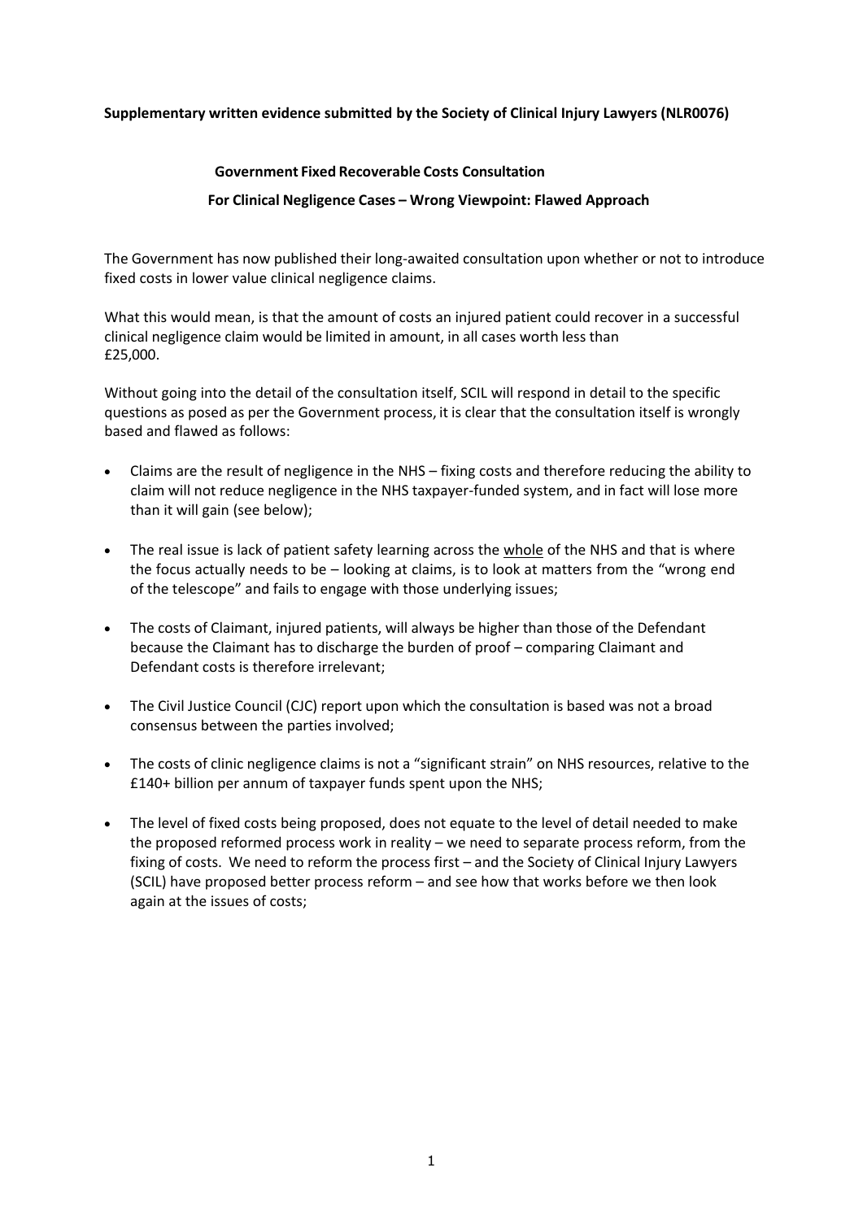**Supplementary written evidence submitted by the Society of Clinical Injury Lawyers (NLR0076)**

**Government Fixed Recoverable Costs Consultation**

**For Clinical Negligence Cases – Wrong Viewpoint: Flawed Approach**

The Government has now published their long-awaited consultation upon whether or not to introduce fixed costs in lower value clinical negligence claims.

What this would mean, is that the amount of costs an injured patient could recover in a successful clinical negligence claim would be limited in amount, in all cases worth less than £25,000.

Without going into the detail of the consultation itself, SCIL will respond in detail to the specific questions as posed as per the Government process, it is clear that the consultation itself is wrongly based and flawed as follows:

- Claims are the result of negligence in the NHS – fixing costs and therefore reducing the ability to claim will not reduce negligence in the NHS taxpayer-funded system, and in fact will lose more than it will gain (see below);
- The real issue is lack of patient safety learning across the <u>whole</u> of the NHS and that is where the focus actually needs to be – looking at claims, is to look at matters from the "wrong end of the telescope" and fails to engage with those underlying issues;
- The costs of Claimant, injured patients, will always be higher than those of the Defendant because the Claimant has to discharge the burden of proof – comparing Claimant and Defendant costs is therefore irrelevant;
- The Civil Justice Council (CJC) report upon which the consultation is based was not a broad consensus between the parties involved;
- The costs of clinic negligence claims is not a "significant strain" on NHS resources, relative to the £140+ billion per annum of taxpayer funds spent upon the NHS;
- The level of fixed costs being proposed, does not equate to the level of detail needed to make the proposed reformed process work in reality – we need to separate process reform, from the fixing of costs. We need to reform the process first – and the Society of Clinical Injury Lawyers (SCIL) have proposed better process reform – and see how that works before we then look again at the issues of costs;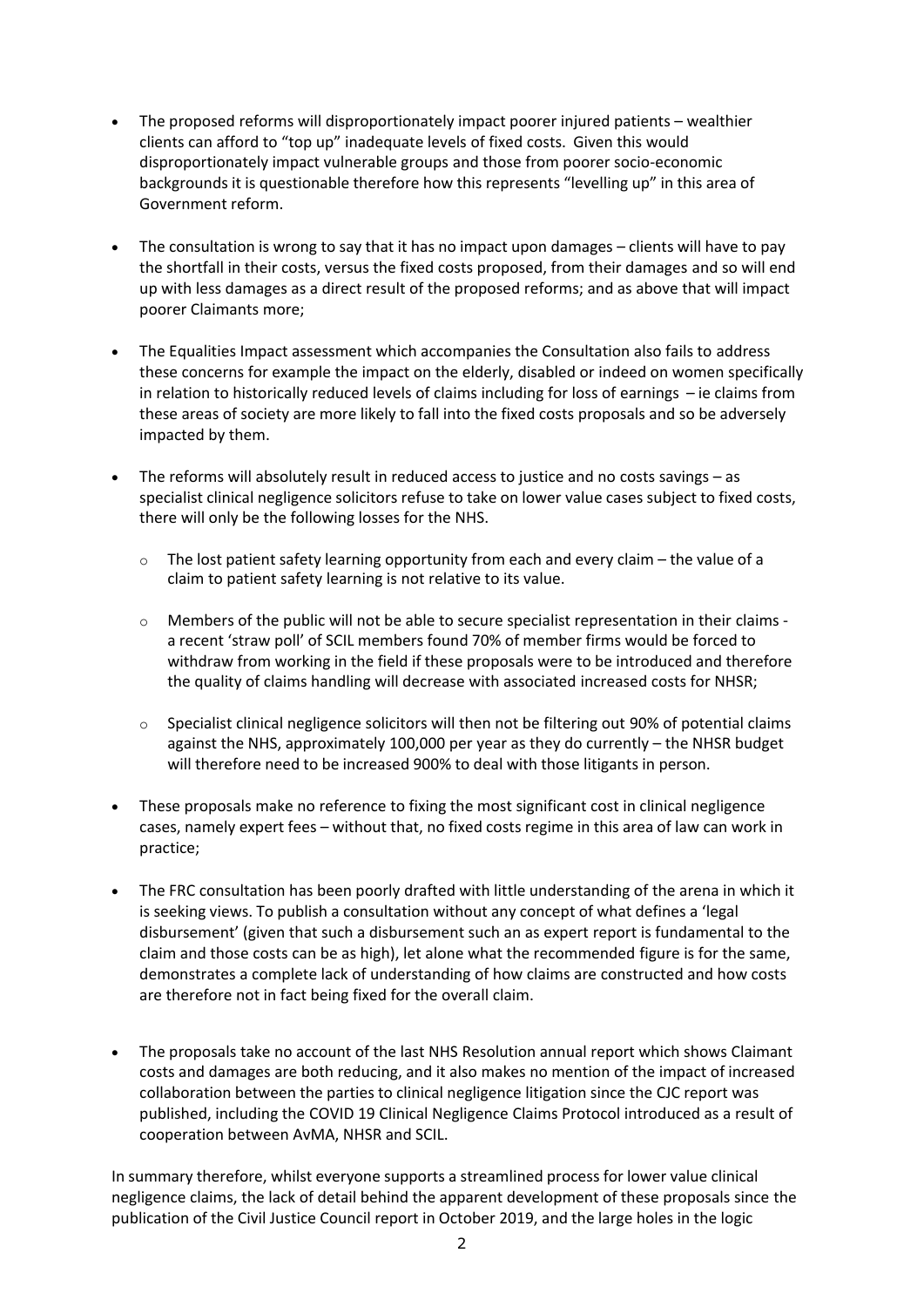- The proposed reforms will disproportionately impact poorer injured patients – wealthier clients can afford to "top up" inadequate levels of fixed costs. Given this would disproportionately impact vulnerable groups and those from poorer socio-economic backgrounds it is questionable therefore how this represents "levelling up" in this area of Government reform.

- The consultation is wrong to say that it has no impact upon damages – clients will have to pay the shortfall in their costs, versus the fixed costs proposed, from their damages and so will end up with less damages as a direct result of the proposed reforms; and as above that will impact poorer Claimants more;

- The Equalities Impact assessment which accompanies the Consultation also fails to address these concerns for example the impact on the elderly, disabled or indeed on women specifically in relation to historically reduced levels of claims including for loss of earnings – ie claims from these areas of society are more likely to fall into the fixed costs proposals and so be adversely impacted by them.

- The reforms will absolutely result in reduced access to justice and no costs savings – as specialist clinical negligence solicitors refuse to take on lower value cases subject to fixed costs, there will only be the following losses for the NHS.

  - The lost patient safety learning opportunity from each and every claim – the value of a claim to patient safety learning is not relative to its value.

  - Members of the public will not be able to secure specialist representation in their claims - a recent 'straw poll' of SCIL members found 70% of member firms would be forced to withdraw from working in the field if these proposals were to be introduced and therefore the quality of claims handling will decrease with associated increased costs for NHSR;

  - Specialist clinical negligence solicitors will then not be filtering out 90% of potential claims against the NHS, approximately 100,000 per year as they do currently – the NHSR budget will therefore need to be increased 900% to deal with those litigants in person.

- These proposals make no reference to fixing the most significant cost in clinical negligence cases, namely expert fees – without that, no fixed costs regime in this area of law can work in practice;

- The FRC consultation has been poorly drafted with little understanding of the arena in which it is seeking views. To publish a consultation without any concept of what defines a 'legal disbursement' (given that such a disbursement such an as expert report is fundamental to the claim and those costs can be as high), let alone what the recommended figure is for the same, demonstrates a complete lack of understanding of how claims are constructed and how costs are therefore not in fact being fixed for the overall claim.

- The proposals take no account of the last NHS Resolution annual report which shows Claimant costs and damages are both reducing, and it also makes no mention of the impact of increased collaboration between the parties to clinical negligence litigation since the CJC report was published, including the COVID 19 Clinical Negligence Claims Protocol introduced as a result of cooperation between AvMA, NHSR and SCIL.

In summary therefore, whilst everyone supports a streamlined process for lower value clinical negligence claims, the lack of detail behind the apparent development of these proposals since the publication of the Civil Justice Council report in October 2019, and the large holes in the logic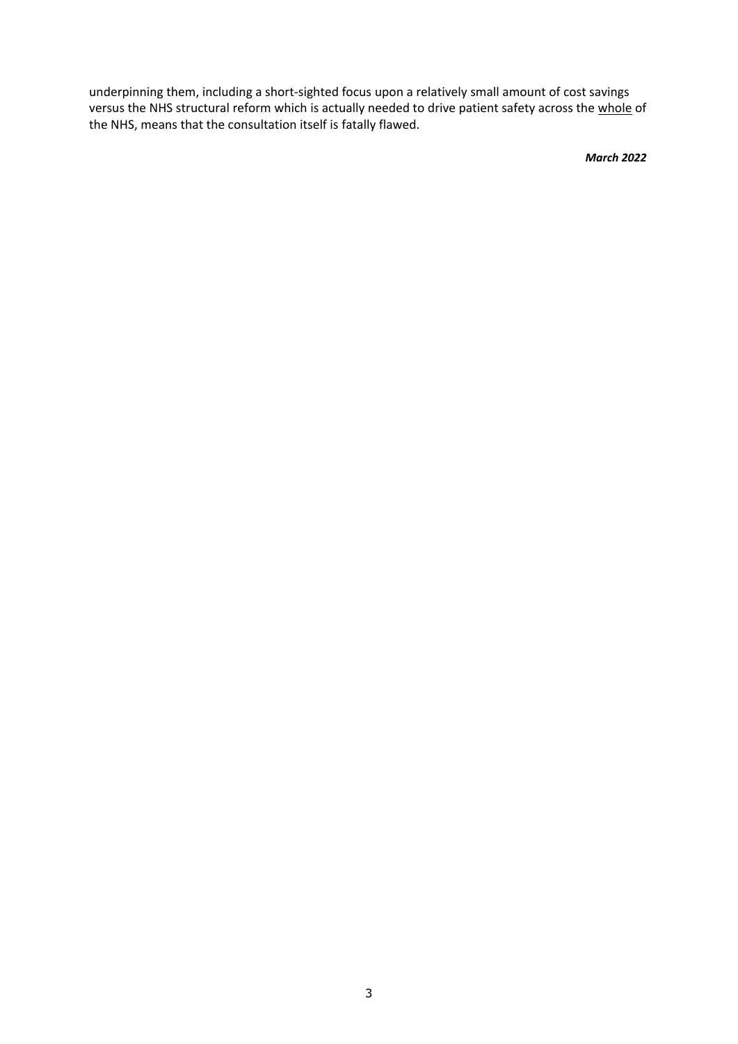underpinning them, including a short-sighted focus upon a relatively small amount of cost savings versus the NHS structural reform which is actually needed to drive patient safety across the <u>whole</u> of the NHS, means that the consultation itself is fatally flawed.

***March 2022***